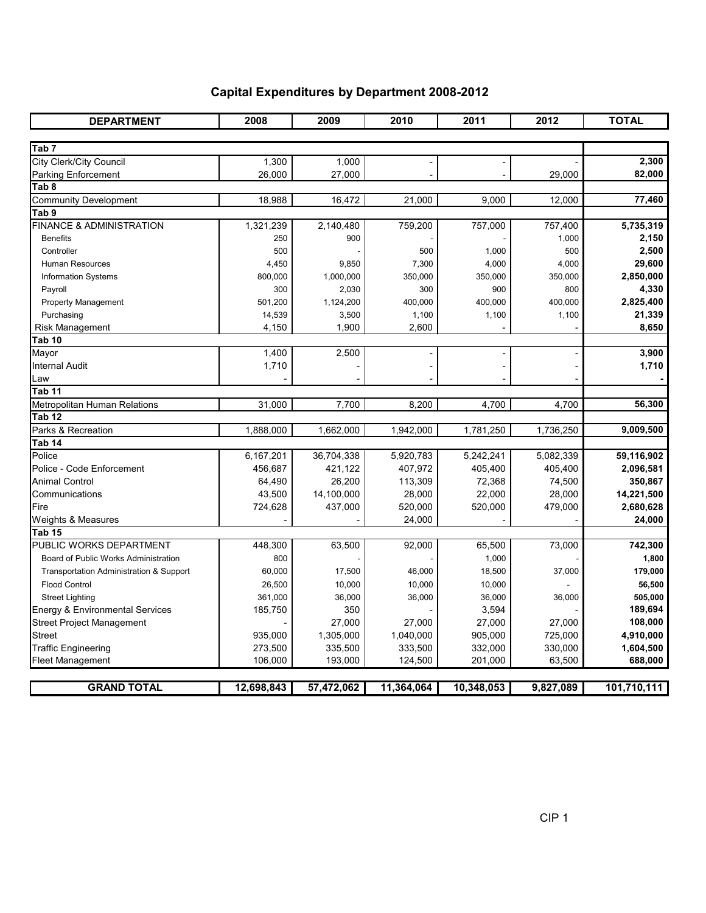## Capital Expenditures by Department 2008-2012

| DEPARTMENT | 2008 | 2009 | 2010 | 2011 | 2012 | TOTAL |
|---|---|---|---|---|---|---|
| **Tab 7** | | | | | | |
| City Clerk/City Council | 1,300 | 1,000 | - | - | - | **2,300** |
| Parking Enforcement | 26,000 | 27,000 | - | - | 29,000 | **82,000** |
| **Tab 8** | | | | | | |
| Community Development | 18,988 | 16,472 | 21,000 | 9,000 | 12,000 | **77,460** |
| **Tab 9** | | | | | | |
| FINANCE & ADMINISTRATION | 1,321,239 | 2,140,480 | 759,200 | 757,000 | 757,400 | **5,735,319** |
| Benefits | 250 | 900 | - | - | 1,000 | **2,150** |
| Controller | 500 | - | 500 | 1,000 | 500 | **2,500** |
| Human Resources | 4,450 | 9,850 | 7,300 | 4,000 | 4,000 | **29,600** |
| Information Systems | 800,000 | 1,000,000 | 350,000 | 350,000 | 350,000 | **2,850,000** |
| Payroll | 300 | 2,030 | 300 | 900 | 800 | **4,330** |
| Property Management | 501,200 | 1,124,200 | 400,000 | 400,000 | 400,000 | **2,825,400** |
| Purchasing | 14,539 | 3,500 | 1,100 | 1,100 | 1,100 | **21,339** |
| Risk Management | 4,150 | 1,900 | 2,600 | - | - | **8,650** |
| **Tab 10** | | | | | | |
| Mayor | 1,400 | 2,500 | - | - | - | **3,900** |
| Internal Audit | 1,710 | - | - | - | - | **1,710** |
| Law | - | - | - | - | - | **-** |
| **Tab 11** | | | | | | |
| Metropolitan Human Relations | 31,000 | 7,700 | 8,200 | 4,700 | 4,700 | **56,300** |
| **Tab 12** | | | | | | |
| Parks & Recreation | 1,888,000 | 1,662,000 | 1,942,000 | 1,781,250 | 1,736,250 | **9,009,500** |
| **Tab 14** | | | | | | |
| Police | 6,167,201 | 36,704,338 | 5,920,783 | 5,242,241 | 5,082,339 | **59,116,902** |
| Police - Code Enforcement | 456,687 | 421,122 | 407,972 | 405,400 | 405,400 | **2,096,581** |
| Animal Control | 64,490 | 26,200 | 113,309 | 72,368 | 74,500 | **350,867** |
| Communications | 43,500 | 14,100,000 | 28,000 | 22,000 | 28,000 | **14,221,500** |
| Fire | 724,628 | 437,000 | 520,000 | 520,000 | 479,000 | **2,680,628** |
| Weights & Measures | - | - | 24,000 | - | - | **24,000** |
| **Tab 15** | | | | | | |
| PUBLIC WORKS DEPARTMENT | 448,300 | 63,500 | 92,000 | 65,500 | 73,000 | **742,300** |
| Board of Public Works Administration | 800 | - | - | 1,000 | - | **1,800** |
| Transportation Administration & Support | 60,000 | 17,500 | 46,000 | 18,500 | 37,000 | **179,000** |
| Flood Control | 26,500 | 10,000 | 10,000 | 10,000 | - | **56,500** |
| Street Lighting | 361,000 | 36,000 | 36,000 | 36,000 | 36,000 | **505,000** |
| Energy & Environmental Services | 185,750 | 350 | - | 3,594 | - | **189,694** |
| Street Project Management | - | 27,000 | 27,000 | 27,000 | 27,000 | **108,000** |
| Street | 935,000 | 1,305,000 | 1,040,000 | 905,000 | 725,000 | **4,910,000** |
| Traffic Engineering | 273,500 | 335,500 | 333,500 | 332,000 | 330,000 | **1,604,500** |
| Fleet Management | 106,000 | 193,000 | 124,500 | 201,000 | 63,500 | **688,000** |
| **GRAND TOTAL** | **12,698,843** | **57,472,062** | **11,364,064** | **10,348,053** | **9,827,089** | **101,710,111** |

CIP 1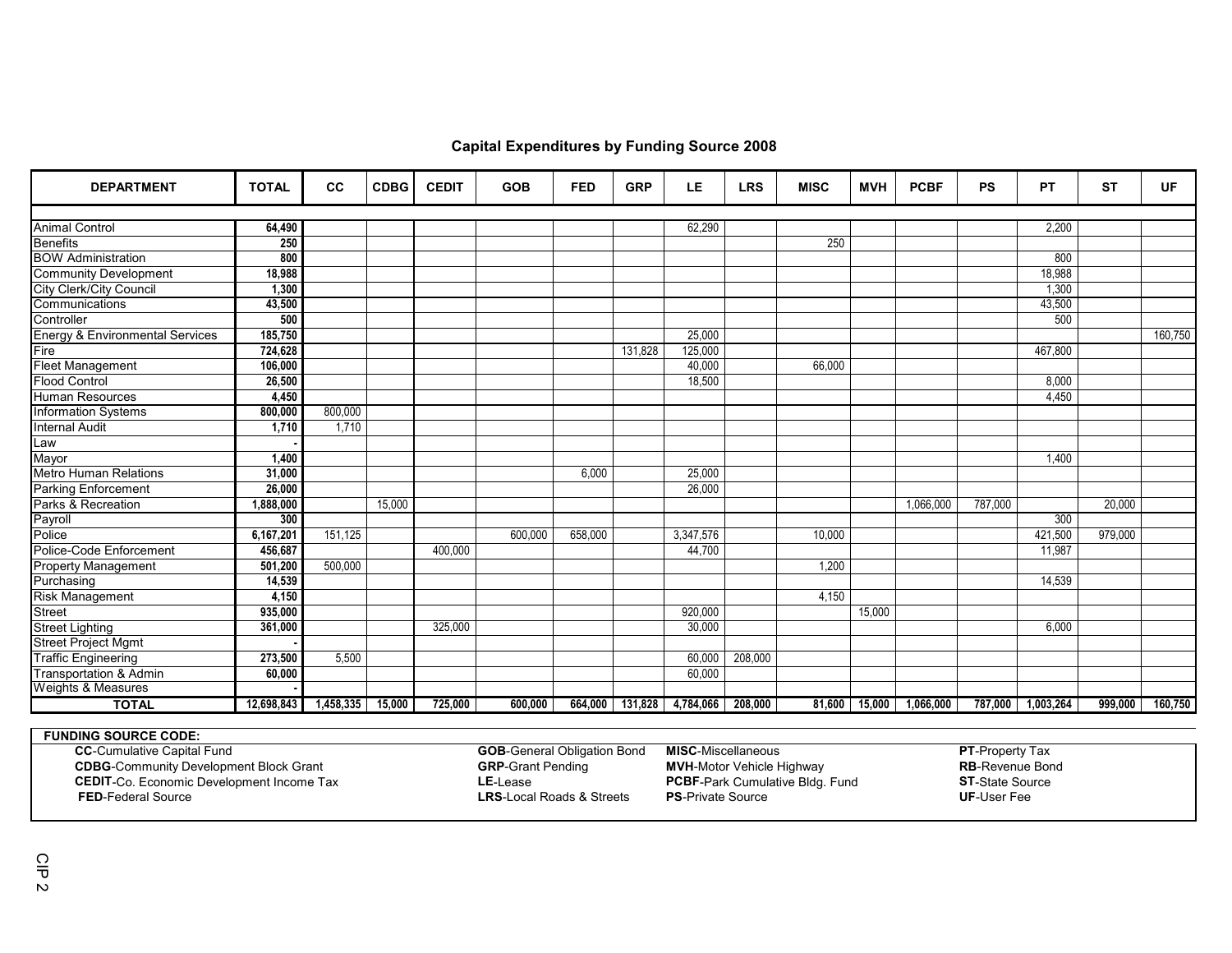## Capital Expenditures by Funding Source 2008

| DEPARTMENT | TOTAL | CC | CDBG | CEDIT | GOB | FED | GRP | LE | LRS | MISC | MVH | PCBF | PS | PT | ST | UF |
|---|---|---|---|---|---|---|---|---|---|---|---|---|---|---|---|---|
| Animal Control | **64,490** | | | | | | | 62,290 | | | | | | 2,200 | | |
| Benefits | **250** | | | | | | | | | 250 | | | | | | |
| BOW Administration | **800** | | | | | | | | | | | | | 800 | | |
| Community Development | **18,988** | | | | | | | | | | | | | 18,988 | | |
| City Clerk/City Council | **1,300** | | | | | | | | | | | | | 1,300 | | |
| Communications | **43,500** | | | | | | | | | | | | | 43,500 | | |
| Controller | **500** | | | | | | | | | | | | | 500 | | |
| Energy & Environmental Services | **185,750** | | | | | | | 25,000 | | | | | | | | 160,750 |
| Fire | **724,628** | | | | | | 131,828 | 125,000 | | | | | | 467,800 | | |
| Fleet Management | **106,000** | | | | | | | 40,000 | | 66,000 | | | | | | |
| Flood Control | **26,500** | | | | | | | 18,500 | | | | | | 8,000 | | |
| Human Resources | **4,450** | | | | | | | | | | | | | 4,450 | | |
| Information Systems | **800,000** | 800,000 | | | | | | | | | | | | | | |
| Internal Audit | **1,710** | 1,710 | | | | | | | | | | | | | | |
| Law | **-** | | | | | | | | | | | | | | | |
| Mayor | **1,400** | | | | | | | | | | | | | 1,400 | | |
| Metro Human Relations | **31,000** | | | | | 6,000 | | 25,000 | | | | | | | | |
| Parking Enforcement | **26,000** | | | | | | | 26,000 | | | | | | | | |
| Parks & Recreation | **1,888,000** | | 15,000 | | | | | | | | | 1,066,000 | 787,000 | | 20,000 | |
| Payroll | **300** | | | | | | | | | | | | | 300 | | |
| Police | **6,167,201** | 151,125 | | | 600,000 | 658,000 | | 3,347,576 | | 10,000 | | | | 421,500 | 979,000 | |
| Police-Code Enforcement | **456,687** | | | 400,000 | | | | 44,700 | | | | | | 11,987 | | |
| Property Management | **501,200** | 500,000 | | | | | | | | 1,200 | | | | | | |
| Purchasing | **14,539** | | | | | | | | | | | | | 14,539 | | |
| Risk Management | **4,150** | | | | | | | | | 4,150 | | | | | | |
| Street | **935,000** | | | | | | | 920,000 | | | 15,000 | | | | | |
| Street Lighting | **361,000** | | | 325,000 | | | | 30,000 | | | | | | 6,000 | | |
| Street Project Mgmt | **-** | | | | | | | | | | | | | | | |
| Traffic Engineering | **273,500** | 5,500 | | | | | | 60,000 | 208,000 | | | | | | | |
| Transportation & Admin | **60,000** | | | | | | | 60,000 | | | | | | | | |
| Weights & Measures | **-** | | | | | | | | | | | | | | | |
| **TOTAL** | **12,698,843** | **1,458,335** | **15,000** | **725,000** | **600,000** | **664,000** | **131,828** | **4,784,066** | **208,000** | **81,600** | **15,000** | **1,066,000** | **787,000** | **1,003,264** | **999,000** | **160,750** |

**FUNDING SOURCE CODE:**

**CC**-Cumulative Capital Fund
**CDBG**-Community Development Block Grant
**CEDIT**-Co. Economic Development Income Tax
**FED**-Federal Source
**GOB**-General Obligation Bond
**GRP**-Grant Pending
**LE**-Lease
**LRS**-Local Roads & Streets
**MISC**-Miscellaneous
**MVH**-Motor Vehicle Highway
**PCBF**-Park Cumulative Bldg. Fund
**PS**-Private Source
**PT**-Property Tax
**RB**-Revenue Bond
**ST**-State Source
**UF**-User Fee

CIP 2